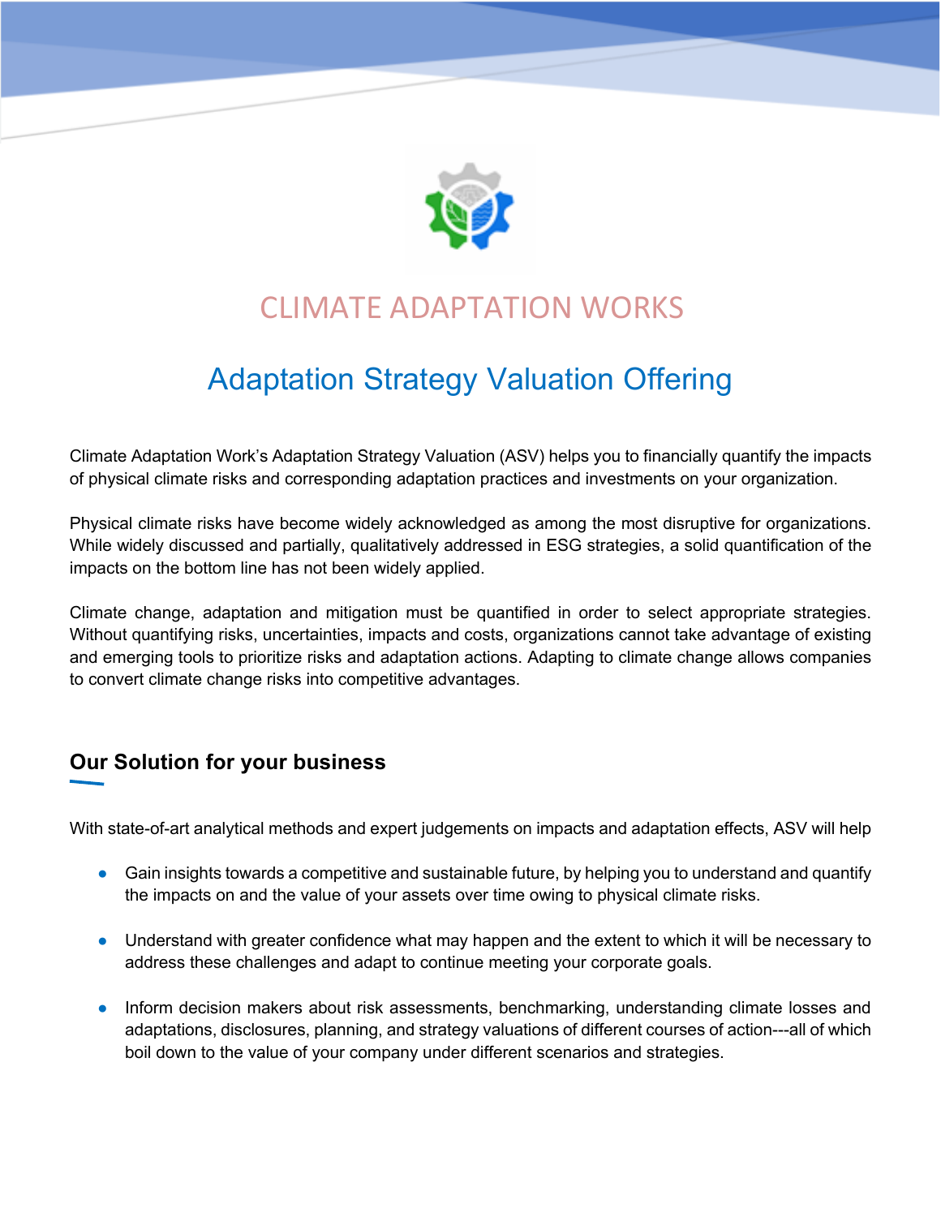# CLIMATE ADAPTATION WORKS

## Adaptation Strategy Valuation Offering

Climate Adaptation Work's Adaptation Strategy Valuation (ASV) helps you to financially quantify the impacts of physical climate risks and corresponding adaptation practices and investments on your organization.

Physical climate risks have become widely acknowledged as among the most disruptive for organizations. While widely discussed and partially, qualitatively addressed in ESG strategies, a solid quantification of the impacts on the bottom line has not been widely applied.

Climate change, adaptation and mitigation must be quantified in order to select appropriate strategies. Without quantifying risks, uncertainties, impacts and costs, organizations cannot take advantage of existing and emerging tools to prioritize risks and adaptation actions. Adapting to climate change allows companies to convert climate change risks into competitive advantages.

### Our Solution for your business

With state-of-art analytical methods and expert judgements on impacts and adaptation effects, ASV will help

- Gain insights towards a competitive and sustainable future, by helping you to understand and quantify the impacts on and the value of your assets over time owing to physical climate risks.
- Understand with greater confidence what may happen and the extent to which it will be necessary to address these challenges and adapt to continue meeting your corporate goals.
- Inform decision makers about risk assessments, benchmarking, understanding climate losses and adaptations, disclosures, planning, and strategy valuations of different courses of action---all of which boil down to the value of your company under different scenarios and strategies.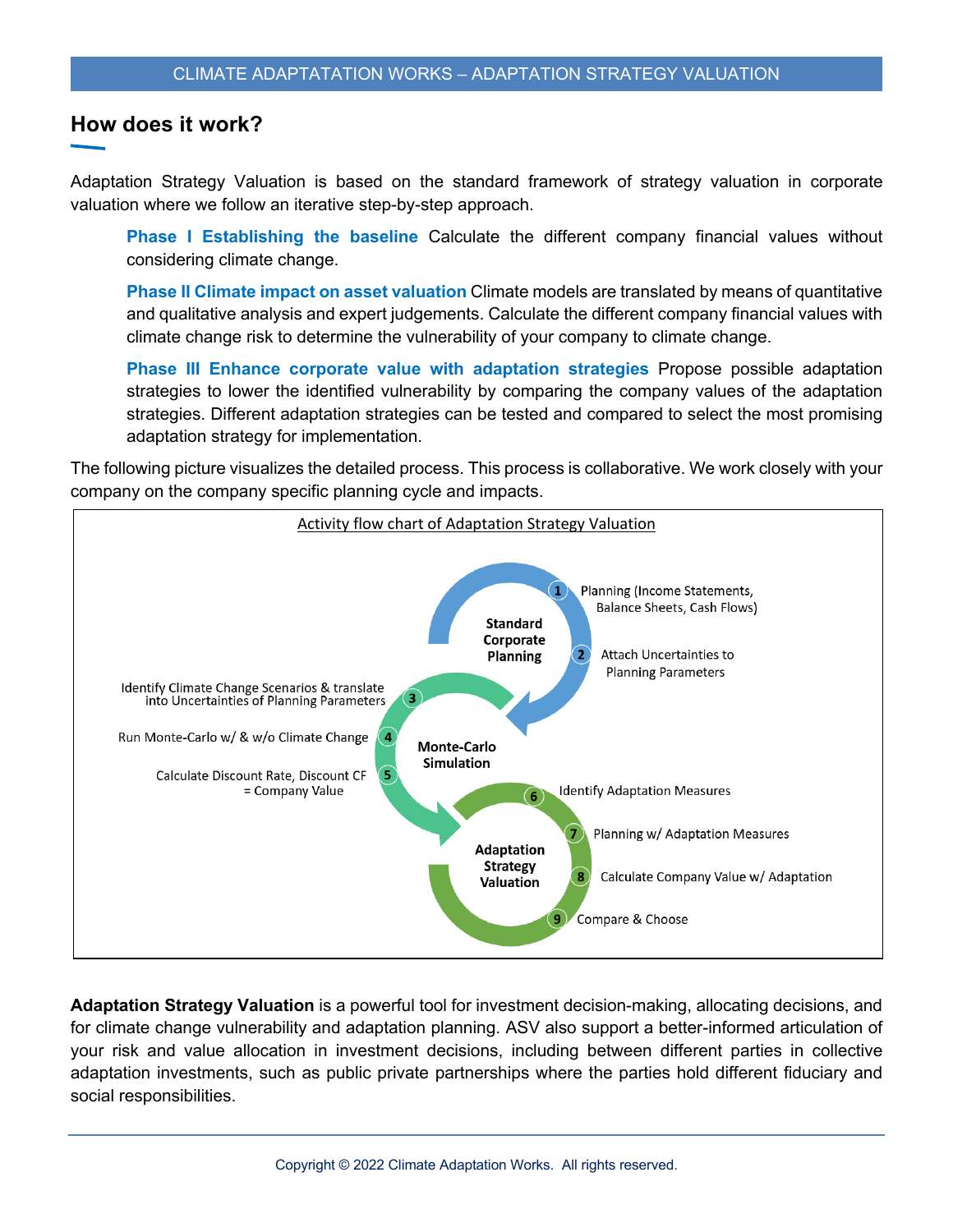## How does it work?

Adaptation Strategy Valuation is based on the standard framework of strategy valuation in corporate valuation where we follow an iterative step-by-step approach.

**Phase I Establishing the baseline** Calculate the different company financial values without considering climate change.

**Phase II Climate impact on asset valuation** Climate models are translated by means of quantitative and qualitative analysis and expert judgements. Calculate the different company financial values with climate change risk to determine the vulnerability of your company to climate change.

**Phase III Enhance corporate value with adaptation strategies** Propose possible adaptation strategies to lower the identified vulnerability by comparing the company values of the adaptation strategies. Different adaptation strategies can be tested and compared to select the most promising adaptation strategy for implementation.

The following picture visualizes the detailed process. This process is collaborative. We work closely with your company on the company specific planning cycle and impacts.

Activity flow chart of Adaptation Strategy Valuation

**Standard Corporate Planning**

1. Planning (Income Statements, Balance Sheets, Cash Flows)
2. Attach Uncertainties to Planning Parameters

**Monte-Carlo Simulation**

3. Identify Climate Change Scenarios & translate into Uncertainties of Planning Parameters
4. Run Monte-Carlo w/ & w/o Climate Change
5. Calculate Discount Rate, Discount CF = Company Value

**Adaptation Strategy Valuation**

6. Identify Adaptation Measures
7. Planning w/ Adaptation Measures
8. Calculate Company Value w/ Adaptation
9. Compare & Choose

**Adaptation Strategy Valuation** is a powerful tool for investment decision-making, allocating decisions, and for climate change vulnerability and adaptation planning. ASV also support a better-informed articulation of your risk and value allocation in investment decisions, including between different parties in collective adaptation investments, such as public private partnerships where the parties hold different fiduciary and social responsibilities.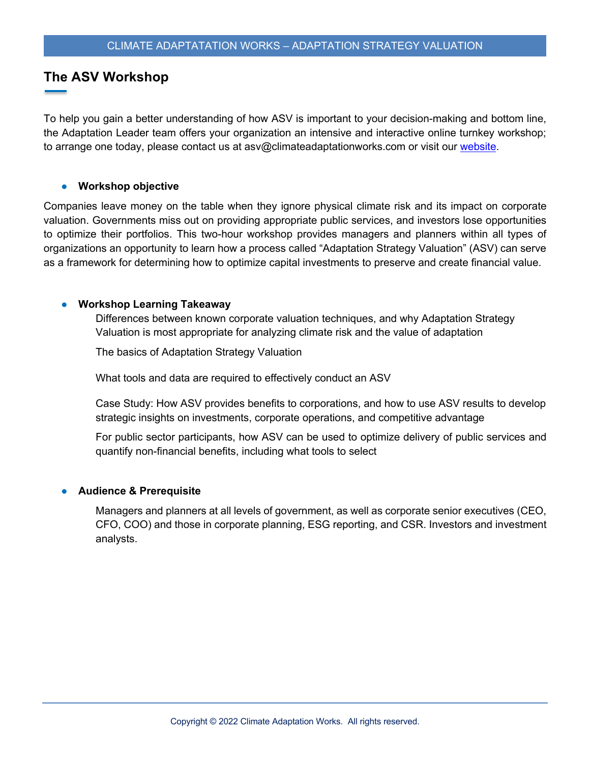## The ASV Workshop

To help you gain a better understanding of how ASV is important to your decision-making and bottom line, the Adaptation Leader team offers your organization an intensive and interactive online turnkey workshop; to arrange one today, please contact us at asv@climateadaptationworks.com or visit our [website](website).

- **Workshop objective**

Companies leave money on the table when they ignore physical climate risk and its impact on corporate valuation. Governments miss out on providing appropriate public services, and investors lose opportunities to optimize their portfolios. This two-hour workshop provides managers and planners within all types of organizations an opportunity to learn how a process called "Adaptation Strategy Valuation" (ASV) can serve as a framework for determining how to optimize capital investments to preserve and create financial value.

- **Workshop Learning Takeaway**

  Differences between known corporate valuation techniques, and why Adaptation Strategy Valuation is most appropriate for analyzing climate risk and the value of adaptation

  The basics of Adaptation Strategy Valuation

  What tools and data are required to effectively conduct an ASV

  Case Study: How ASV provides benefits to corporations, and how to use ASV results to develop strategic insights on investments, corporate operations, and competitive advantage

  For public sector participants, how ASV can be used to optimize delivery of public services and quantify non-financial benefits, including what tools to select

- **Audience & Prerequisite**

  Managers and planners at all levels of government, as well as corporate senior executives (CEO, CFO, COO) and those in corporate planning, ESG reporting, and CSR. Investors and investment analysts.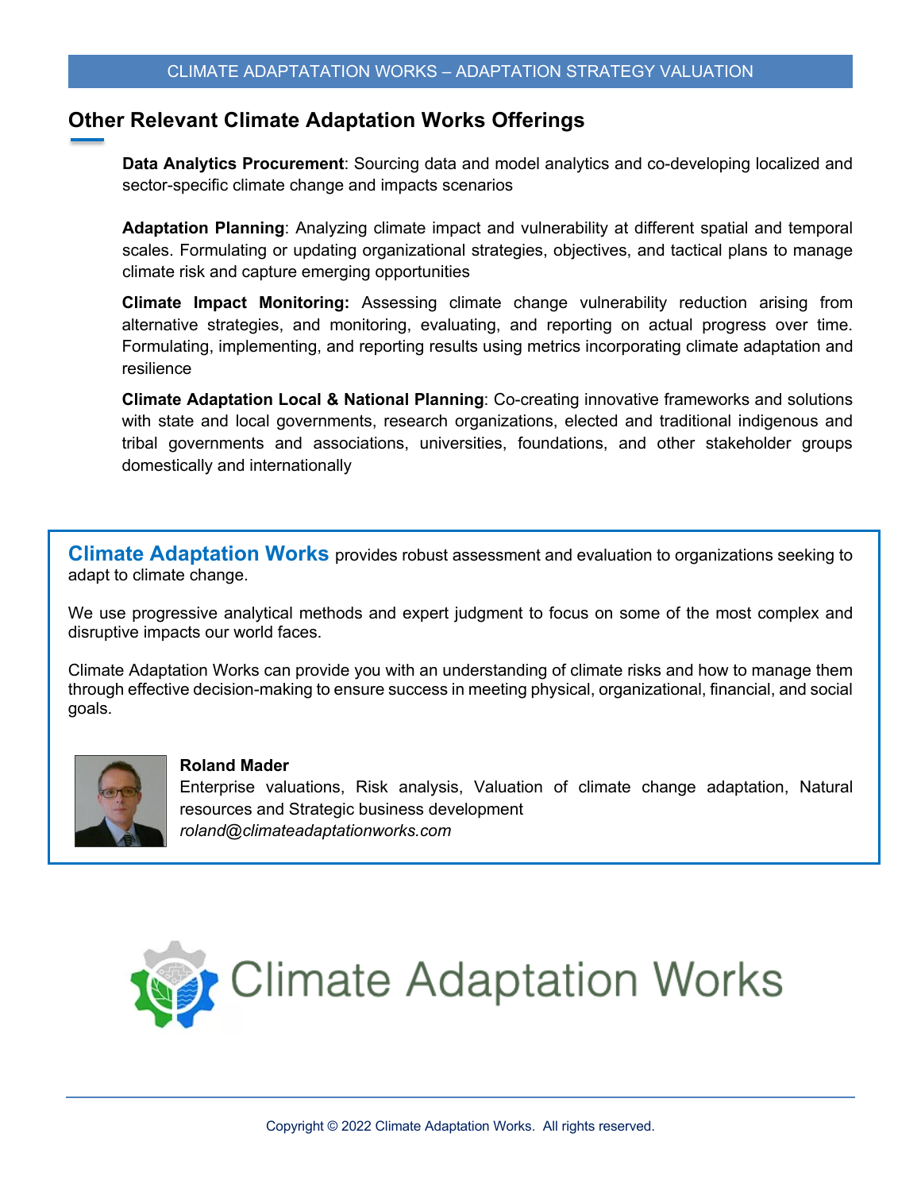## Other Relevant Climate Adaptation Works Offerings

**Data Analytics Procurement**: Sourcing data and model analytics and co-developing localized and sector-specific climate change and impacts scenarios

**Adaptation Planning**: Analyzing climate impact and vulnerability at different spatial and temporal scales. Formulating or updating organizational strategies, objectives, and tactical plans to manage climate risk and capture emerging opportunities

**Climate Impact Monitoring:** Assessing climate change vulnerability reduction arising from alternative strategies, and monitoring, evaluating, and reporting on actual progress over time. Formulating, implementing, and reporting results using metrics incorporating climate adaptation and resilience

**Climate Adaptation Local & National Planning**: Co-creating innovative frameworks and solutions with state and local governments, research organizations, elected and traditional indigenous and tribal governments and associations, universities, foundations, and other stakeholder groups domestically and internationally

**Climate Adaptation Works** provides robust assessment and evaluation to organizations seeking to adapt to climate change.

We use progressive analytical methods and expert judgment to focus on some of the most complex and disruptive impacts our world faces.

Climate Adaptation Works can provide you with an understanding of climate risks and how to manage them through effective decision-making to ensure success in meeting physical, organizational, financial, and social goals.

**Roland Mader**
Enterprise valuations, Risk analysis, Valuation of climate change adaptation, Natural resources and Strategic business development
*roland@climateadaptationworks.com*

Climate Adaptation Works

Copyright © 2022 Climate Adaptation Works. All rights reserved.